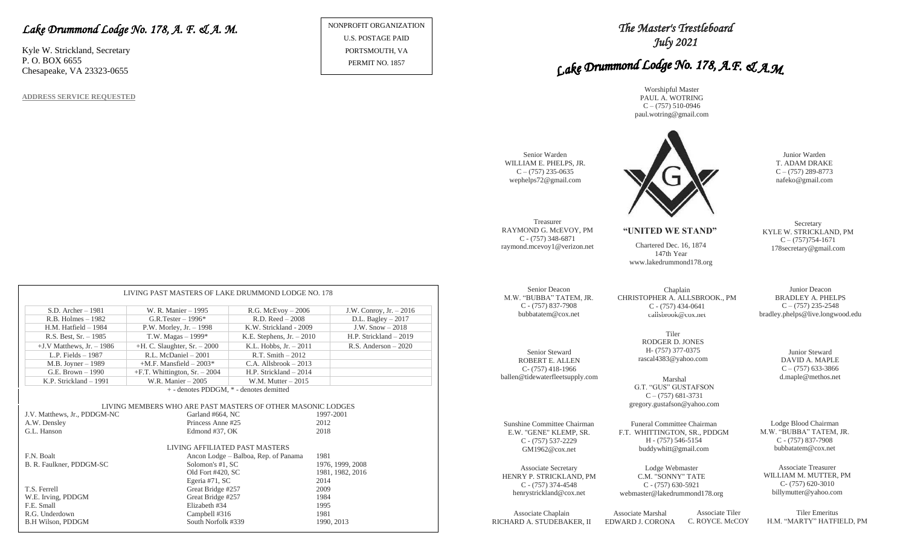# *Lake Drummond Lodge No. 178, A. F. & A. M.*

Kyle W. Strickland, Secretary
P. O. BOX 6655
Chesapeake, VA 23323-0655

**ADDRESS SERVICE REQUESTED**

NONPROFIT ORGANIZATION
U.S. POSTAGE PAID
PORTSMOUTH, VA
PERMIT NO. 1857

LIVING PAST MASTERS OF LAKE DRUMMOND LODGE NO. 178

| | | | |
|---|---|---|---|
| S.D. Archer – 1981 | W. R. Manier – 1995 | R.G. McEvoy – 2006 | J.W. Conroy, Jr. – 2016 |
| R.B. Holmes – 1982 | G.R.Tester – 1996* | R.D. Reed – 2008 | D.L. Bagley – 2017 |
| H.M. Hatfield – 1984 | P.W. Morley, Jr. – 1998 | K.W. Strickland - 2009 | J.W. Snow – 2018 |
| R.S. Best, Sr. – 1985 | T.W. Magas – 1999* | K.E. Stephens, Jr. – 2010 | H.P. Strickland – 2019 |
| +J.V Matthews, Jr. – 1986 | +H. C. Slaughter, Sr. – 2000 | K.L. Hobbs, Jr. – 2011 | R.S. Anderson – 2020 |
| L.P. Fields – 1987 | R.L. McDaniel – 2001 | R.T. Smith – 2012 | |
| M.B. Joyner – 1989 | +M.F. Mansfield – 2003* | C.A. Allsbrook – 2013 | |
| G.E. Brown – 1990 | +F.T. Whittington, Sr. – 2004 | H.P. Strickland – 2014 | |
| K.P. Strickland – 1991 | W.R. Manier – 2005 | W.M. Mutter – 2015 | |

+ - denotes PDDGM, * - denotes demitted

LIVING MEMBERS WHO ARE PAST MASTERS OF OTHER MASONIC LODGES

| | | |
|---|---|---|
| J.V. Matthews, Jr., PDDGM-NC | Garland #664, NC | 1997-2001 |
| A.W. Densley | Princess Anne #25 | 2012 |
| G.L. Hanson | Edmond #37, OK | 2018 |

LIVING AFFILIATED PAST MASTERS

| | | |
|---|---|---|
| F.N. Boalt | Ancon Lodge – Balboa, Rep. of Panama | 1981 |
| B. R. Faulkner, PDDGM-SC | Solomon's #1, SC | 1976, 1999, 2008 |
| | Old Fort #420, SC | 1981, 1982, 2016 |
| | Egeria #71, SC | 2014 |
| T.S. Ferrell | Great Bridge #257 | 2009 |
| W.E. Irving, PDDGM | Great Bridge #257 | 1984 |
| F.E. Small | Elizabeth #34 | 1995 |
| R.G. Underdown | Campbell #316 | 1981 |
| B.H Wilson, PDDGM | South Norfolk #339 | 1990, 2013 |

# *The Master's Trestleboard*
## *July 2021*
# *Lake Drummond Lodge No. 178, A.F. & A.M.*

Worshipful Master
PAUL A. WOTRING
C – (757) 510-0946
paul.wotring@gmail.com

Senior Warden
WILLIAM E. PHELPS, JR.
C – (757) 235-0635
wephelps72@gmail.com

Junior Warden
T. ADAM DRAKE
C – (757) 289-8773
nafeko@gmail.com

Treasurer
RAYMOND G. McEVOY, PM
C - (757) 348-6871
raymond.mcevoy1@verizon.net

**"UNITED WE STAND"**

Chartered Dec. 16, 1874
147th Year
www.lakedrummond178.org

Secretary
KYLE W. STRICKLAND, PM
C – (757)754-1671
178secretary@gmail.com

Senior Deacon
M.W. "BUBBA" TATEM, JR.
C - (757) 837-7908
bubbatatem@cox.net

Chaplain
CHRISTOPHER A. ALLSBROOK., PM
C - (757) 434-0641
callsbrook@cox.net

Junior Deacon
BRADLEY A. PHELPS
C – (757) 235-2548
bradley.phelps@live.longwood.edu

Tiler
RODGER D. JONES
H- (757) 377-0375
rascal4383@yahoo.com

Senior Steward
ROBERT E. ALLEN
C- (757) 418-1966
ballen@tidewaterfleetsupply.com

Junior Steward
DAVID A. MAPLE
C – (757) 633-3866
d.maple@methos.net

Marshal
G.T. "GUS" GUSTAFSON
C – (757) 681-3731
gregory.gustafson@yahoo.com

Sunshine Committee Chairman
E.W. "GENE" KLEMP, SR.
C - (757) 537-2229
GM1962@cox.net

Funeral Committee Chairman
F.T. WHITTINGTON, SR., PDDGM
H - (757) 546-5154
buddywhitt@gmail.com

Lodge Blood Chairman
M.W. "BUBBA" TATEM, JR.
C - (757) 837-7908
bubbatatem@cox.net

Associate Secretary
HENRY P. STRICKLAND, PM
C - (757) 374-4548
henrystrickland@cox.net

Lodge Webmaster
C.M. "SONNY" TATE
C - (757) 630-5921
webmaster@lakedrummond178.org

Associate Treasurer
WILLIAM M. MUTTER, PM
C- (757) 620-3010
billymutter@yahoo.com

Associate Chaplain
RICHARD A. STUDEBAKER, II

Associate Marshal
EDWARD J. CORONA

Associate Tiler
C. ROYCE. McCOY

Tiler Emeritus
H.M. "MARTY" HATFIELD, PM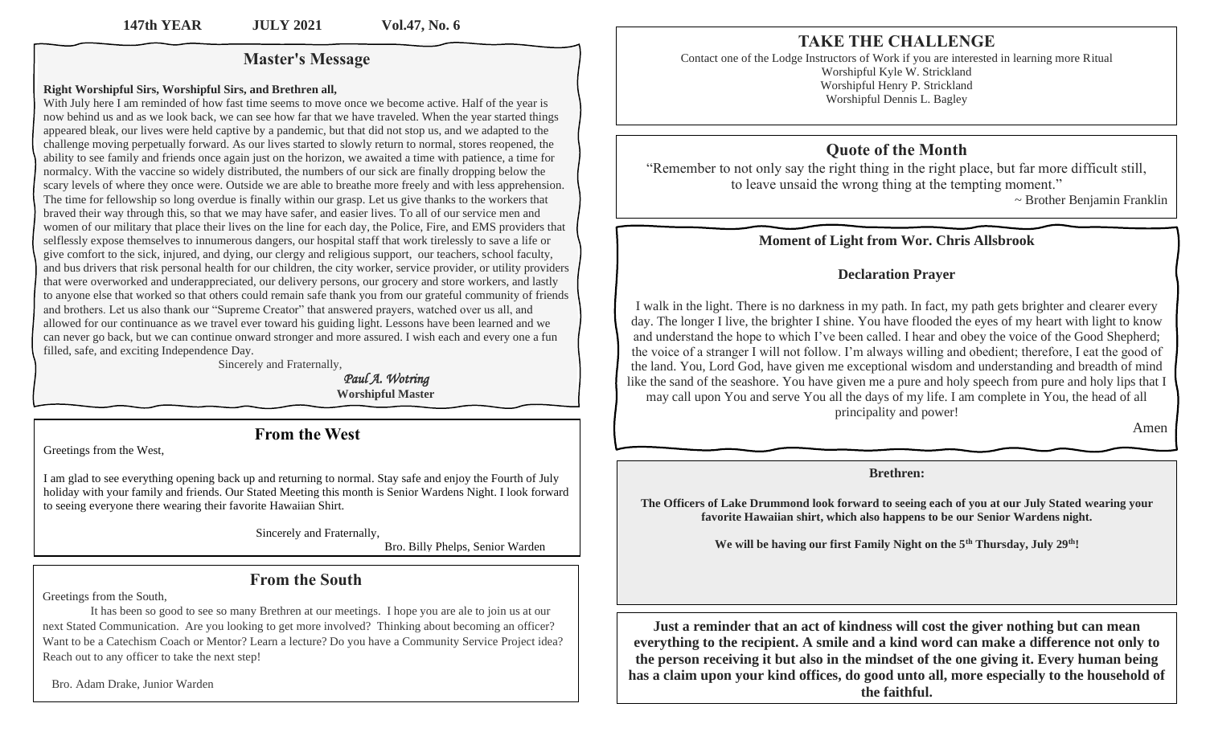147th YEAR JULY 2021 Vol.47, No. 6

## Master's Message

**Right Worshipful Sirs, Worshipful Sirs, and Brethren all,**

With July here I am reminded of how fast time seems to move once we become active. Half of the year is now behind us and as we look back, we can see how far that we have traveled. When the year started things appeared bleak, our lives were held captive by a pandemic, but that did not stop us, and we adapted to the challenge moving perpetually forward. As our lives started to slowly return to normal, stores reopened, the ability to see family and friends once again just on the horizon, we awaited a time with patience, a time for normalcy. With the vaccine so widely distributed, the numbers of our sick are finally dropping below the scary levels of where they once were. Outside we are able to breathe more freely and with less apprehension. The time for fellowship so long overdue is finally within our grasp. Let us give thanks to the workers that braved their way through this, so that we may have safer, and easier lives. To all of our service men and women of our military that place their lives on the line for each day, the Police, Fire, and EMS providers that selflessly expose themselves to innumerous dangers, our hospital staff that work tirelessly to save a life or give comfort to the sick, injured, and dying, our clergy and religious support, our teachers, school faculty, and bus drivers that risk personal health for our children, the city worker, service provider, or utility providers that were overworked and underappreciated, our delivery persons, our grocery and store workers, and lastly to anyone else that worked so that others could remain safe thank you from our grateful community of friends and brothers. Let us also thank our "Supreme Creator" that answered prayers, watched over us all, and allowed for our continuance as we travel ever toward his guiding light. Lessons have been learned and we can never go back, but we can continue onward stronger and more assured. I wish each and every one a fun filled, safe, and exciting Independence Day.

Sincerely and Fraternally,

*Paul A. Wotring*
**Worshipful Master**

## From the West

Greetings from the West,

I am glad to see everything opening back up and returning to normal. Stay safe and enjoy the Fourth of July holiday with your family and friends. Our Stated Meeting this month is Senior Wardens Night. I look forward to seeing everyone there wearing their favorite Hawaiian Shirt.

Sincerely and Fraternally,

Bro. Billy Phelps, Senior Warden

## From the South

Greetings from the South,

It has been so good to see so many Brethren at our meetings. I hope you are ale to join us at our next Stated Communication. Are you looking to get more involved? Thinking about becoming an officer? Want to be a Catechism Coach or Mentor? Learn a lecture? Do you have a Community Service Project idea? Reach out to any officer to take the next step!

Bro. Adam Drake, Junior Warden

## TAKE THE CHALLENGE

Contact one of the Lodge Instructors of Work if you are interested in learning more Ritual

Worshipful Kyle W. Strickland
Worshipful Henry P. Strickland
Worshipful Dennis L. Bagley

## Quote of the Month

"Remember to not only say the right thing in the right place, but far more difficult still, to leave unsaid the wrong thing at the tempting moment."

~ Brother Benjamin Franklin

### Moment of Light from Wor. Chris Allsbrook

**Declaration Prayer**

I walk in the light. There is no darkness in my path. In fact, my path gets brighter and clearer every day. The longer I live, the brighter I shine. You have flooded the eyes of my heart with light to know and understand the hope to which I've been called. I hear and obey the voice of the Good Shepherd; the voice of a stranger I will not follow. I'm always willing and obedient; therefore, I eat the good of the land. You, Lord God, have given me exceptional wisdom and understanding and breadth of mind like the sand of the seashore. You have given me a pure and holy speech from pure and holy lips that I may call upon You and serve You all the days of my life. I am complete in You, the head of all principality and power!

Amen

**Brethren:**

**The Officers of Lake Drummond look forward to seeing each of you at our July Stated wearing your favorite Hawaiian shirt, which also happens to be our Senior Wardens night.**

**We will be having our first Family Night on the 5th Thursday, July 29th!**

**Just a reminder that an act of kindness will cost the giver nothing but can mean everything to the recipient. A smile and a kind word can make a difference not only to the person receiving it but also in the mindset of the one giving it. Every human being has a claim upon your kind offices, do good unto all, more especially to the household of the faithful.**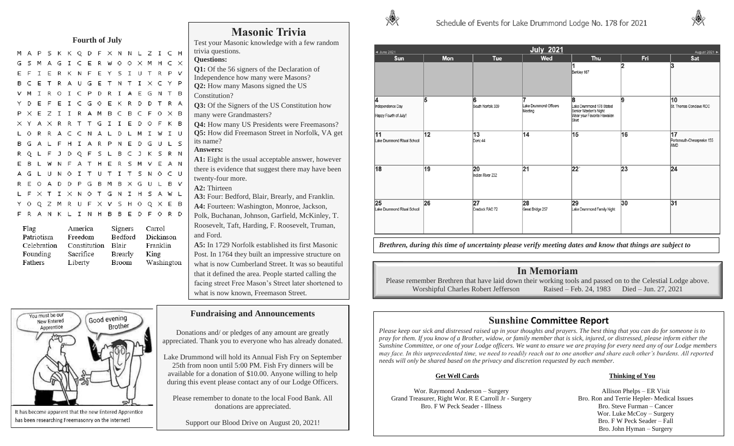## Fourth of July

```
M A P S K K Q D F X N N L Z I C H
G S M A G I C E R W O O X M H C X
E F I E R K N F E Y S I U T R P V
B C E T R A U G E T N T I X C Y P
V M I R O I C P D R I A E G N T B
Y D E F E I C G O E K R D D T R A
P X E Z I I R A M B C B C F O X B
X Y A X R R T T G I I E D O F K B
L O R R A C C N A L D L M I W I U
B G A L F H I A R P N E D G U L S
R Q L F J D Q F S L B C J K S R N
E B L W N F A T H E R S M V E A N
A G L U N O I T U T I T S N O C U
R E O A D D P G B M B X G U L B V
L F X T I X N O T G N I H S A W L
Y O Q Z M R U F X V S H O Q X E B
F R A N K L I N H B B E D F O R D
```

| | | | |
|---|---|---|---|
| Flag | America | Signers | Carrol |
| Patriotism | Freedom | Bedford | Dickinson |
| Celebration | Constitution | Blair | Franklin |
| Founding | Sacrifice | Brearly | King |
| Fathers | Liberty | Broom | Washington |

# Masonic Trivia

Test your Masonic knowledge with a few random trivia questions.

**Questions:**

**Q1:** Of the 56 signers of the Declaration of Independence how many were Masons?

**Q2:** How many Masons signed the US Constitution?

**Q3:** Of the Signers of the US Constitution how many were Grandmasters?

**Q4:** How many US Presidents were Freemasons?

**Q5:** How did Freemason Street in Norfolk, VA get its name?

**Answers:**

**A1:** Eight is the usual acceptable answer, however there is evidence that suggest there may have been twenty-four more.

**A2:** Thirteen

**A3:** Four: Bedford, Blair, Brearly, and Franklin.

**A4:** Fourteen: Washington, Monroe, Jackson, Polk, Buchanan, Johnson, Garfield, McKinley, T. Roosevelt, Taft, Harding, F. Roosevelt, Truman, and Ford.

**A5:** In 1729 Norfolk established its first Masonic Post. In 1764 they built an impressive structure on what is now Cumberland Street. It was so beautiful that it defined the area. People started calling the facing street Free Mason's Street later shortened to what is now known, Freemason Street.

"You must be our New Entered Apprentice" "Good evening Brother"

It has become apparent that the new Entered Apprentice has been researching Freemasonry on the internet!

## Fundraising and Announcements

Donations and/ or pledges of any amount are greatly appreciated. Thank you to everyone who has already donated.

Lake Drummond will hold its Annual Fish Fry on September 25th from noon until 5:00 PM. Fish Fry dinners will be available for a donation of $10.00. Anyone willing to help during this event please contact any of our Lodge Officers.

Please remember to donate to the local Food Bank. All donations are appreciated.

Support our Blood Drive on August 20, 2021!

## Schedule of Events for Lake Drummond Lodge No. 178 for 2021

**July 2021**

| Sun | Mon | Tue | Wed | Thu | Fri | Sat |
|---|---|---|---|---|---|---|
| | | | | 1 Berkley 167 | 2 | 3 |
| 4 Independence Day Happy Fourth of July!! | 5 | 6 South Norfolk 339 | 7 Lake Drummond Officers Meeting | 8 Lake Drummond 178 Stated Senior Warden's Night Wear your Favorite Hawaiian Shirt | 9 | 10 St. Thomas Conclave RCC |
| 11 Lake Drummond Ritual School | 12 | 13 Doric 44 | 14 | 15 | 16 | 17 Portsmouth-Chesapeake 155 AMD |
| 18 | 19 | 20 Indian River 232 | 21 | 22 | 23 | 24 |
| 25 Lake Drummond Ritual School | 26 | 27 Cradock RAC 72 | 28 Great Bridge 257 | 29 Lake Drummond Family Night | 30 | 31 |

*Brethren, during this time of uncertainty please verify meeting dates and know that things are subject to*

## In Memoriam

Please remember Brethren that have laid down their working tools and passed on to the Celestial Lodge above.

Worshipful Charles Robert Jefferson — Raised – Feb. 24, 1983 — Died – Jun. 27, 2021

## Sunshine Committee Report

*Please keep our sick and distressed raised up in your thoughts and prayers. The best thing that you can do for someone is to pray for them. If you know of a Brother, widow, or family member that is sick, injured, or distressed, please inform either the Sunshine Committee, or one of your Lodge officers. We want to ensure we are praying for every need any of our Lodge members may face. In this unprecedented time, we need to readily reach out to one another and share each other's burdens. All reported needs will only be shared based on the privacy and discretion requested by each member.*

**Get Well Cards**

Wor. Raymond Anderson – Surgery
Grand Treasurer, Right Wor. R E Carroll Jr - Surgery
Bro. F W Peck Seader - Illness

**Thinking of You**

Allison Phelps – ER Visit
Bro. Ron and Terrie Hepler- Medical Issues
Bro. Steve Furman – Cancer
Wor. Luke McCoy – Surgery
Bro. F W Peck Seader – Fall
Bro. John Hyman – Surgery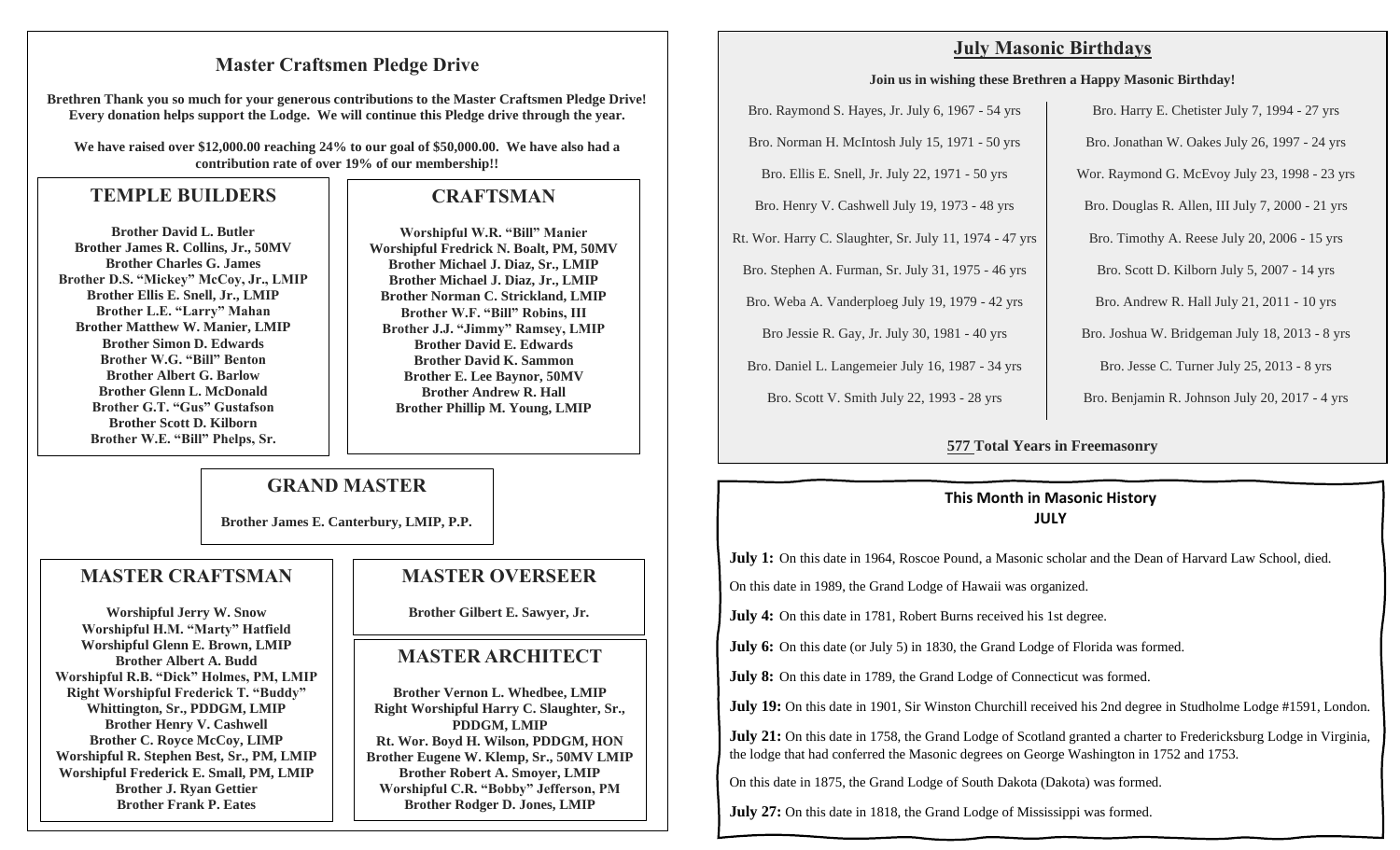## Master Craftsmen Pledge Drive

**Brethren Thank you so much for your generous contributions to the Master Craftsmen Pledge Drive! Every donation helps support the Lodge. We will continue this Pledge drive through the year.**

**We have raised over $12,000.00 reaching 24% to our goal of $50,000.00. We have also had a contribution rate of over 19% of our membership!!**

### TEMPLE BUILDERS

**Brother David L. Butler**
**Brother James R. Collins, Jr., 50MV**
**Brother Charles G. James**
**Brother D.S. "Mickey" McCoy, Jr., LMIP**
**Brother Ellis E. Snell, Jr., LMIP**
**Brother L.E. "Larry" Mahan**
**Brother Matthew W. Manier, LMIP**
**Brother Simon D. Edwards**
**Brother W.G. "Bill" Benton**
**Brother Albert G. Barlow**
**Brother Glenn L. McDonald**
**Brother G.T. "Gus" Gustafson**
**Brother Scott D. Kilborn**
**Brother W.E. "Bill" Phelps, Sr.**

### CRAFTSMAN

**Worshipful W.R. "Bill" Manier**
**Worshipful Fredrick N. Boalt, PM, 50MV**
**Brother Michael J. Diaz, Sr., LMIP**
**Brother Michael J. Diaz, Jr., LMIP**
**Brother Norman C. Strickland, LMIP**
**Brother W.F. "Bill" Robins, III**
**Brother J.J. "Jimmy" Ramsey, LMIP**
**Brother David E. Edwards**
**Brother David K. Sammon**
**Brother E. Lee Baynor, 50MV**
**Brother Andrew R. Hall**
**Brother Phillip M. Young, LMIP**

### GRAND MASTER

**Brother James E. Canterbury, LMIP, P.P.**

### MASTER CRAFTSMAN

**Worshipful Jerry W. Snow**
**Worshipful H.M. "Marty" Hatfield**
**Worshipful Glenn E. Brown, LMIP**
**Brother Albert A. Budd**
**Worshipful R.B. "Dick" Holmes, PM, LMIP**
**Right Worshipful Frederick T. "Buddy" Whittington, Sr., PDDGM, LMIP**
**Brother Henry V. Cashwell**
**Brother C. Royce McCoy, LIMP**
**Worshipful R. Stephen Best, Sr., PM, LMIP**
**Worshipful Frederick E. Small, PM, LMIP**
**Brother J. Ryan Gettier**
**Brother Frank P. Eates**

### MASTER OVERSEER

**Brother Gilbert E. Sawyer, Jr.**

### MASTER ARCHITECT

**Brother Vernon L. Whedbee, LMIP**
**Right Worshipful Harry C. Slaughter, Sr., PDDGM, LMIP**
**Rt. Wor. Boyd H. Wilson, PDDGM, HON**
**Brother Eugene W. Klemp, Sr., 50MV LMIP**
**Brother Robert A. Smoyer, LMIP**
**Worshipful C.R. "Bobby" Jefferson, PM**
**Brother Rodger D. Jones, LMIP**

## July Masonic Birthdays

**Join us in wishing these Brethren a Happy Masonic Birthday!**

Bro. Raymond S. Hayes, Jr. July 6, 1967 - 54 yrs
Bro. Norman H. McIntosh July 15, 1971 - 50 yrs
Bro. Ellis E. Snell, Jr. July 22, 1971 - 50 yrs
Bro. Henry V. Cashwell July 19, 1973 - 48 yrs
Rt. Wor. Harry C. Slaughter, Sr. July 11, 1974 - 47 yrs
Bro. Stephen A. Furman, Sr. July 31, 1975 - 46 yrs
Bro. Weba A. Vanderploeg July 19, 1979 - 42 yrs
Bro Jessie R. Gay, Jr. July 30, 1981 - 40 yrs
Bro. Daniel L. Langemeier July 16, 1987 - 34 yrs
Bro. Scott V. Smith July 22, 1993 - 28 yrs
Bro. Harry E. Chetister July 7, 1994 - 27 yrs
Bro. Jonathan W. Oakes July 26, 1997 - 24 yrs
Wor. Raymond G. McEvoy July 23, 1998 - 23 yrs
Bro. Douglas R. Allen, III July 7, 2000 - 21 yrs
Bro. Timothy A. Reese July 20, 2006 - 15 yrs
Bro. Scott D. Kilborn July 5, 2007 - 14 yrs
Bro. Andrew R. Hall July 21, 2011 - 10 yrs
Bro. Joshua W. Bridgeman July 18, 2013 - 8 yrs
Bro. Jesse C. Turner July 25, 2013 - 8 yrs
Bro. Benjamin R. Johnson July 20, 2017 - 4 yrs

**577 Total Years in Freemasonry**

## This Month in Masonic History
## JULY

**July 1:** On this date in 1964, Roscoe Pound, a Masonic scholar and the Dean of Harvard Law School, died.

On this date in 1989, the Grand Lodge of Hawaii was organized.

**July 4:** On this date in 1781, Robert Burns received his 1st degree.

**July 6:** On this date (or July 5) in 1830, the Grand Lodge of Florida was formed.

**July 8:** On this date in 1789, the Grand Lodge of Connecticut was formed.

**July 19:** On this date in 1901, Sir Winston Churchill received his 2nd degree in Studholme Lodge #1591, London.

**July 21:** On this date in 1758, the Grand Lodge of Scotland granted a charter to Fredericksburg Lodge in Virginia, the lodge that had conferred the Masonic degrees on George Washington in 1752 and 1753.

On this date in 1875, the Grand Lodge of South Dakota (Dakota) was formed.

**July 27:** On this date in 1818, the Grand Lodge of Mississippi was formed.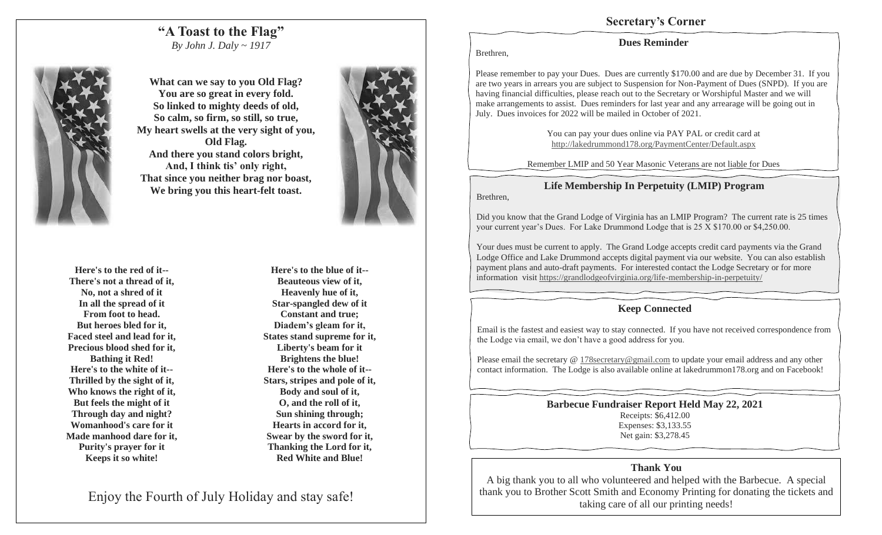## "A Toast to the Flag"

*By John J. Daly ~ 1917*

**What can we say to you Old Flag?**
**You are so great in every fold.**
**So linked to mighty deeds of old,**
**So calm, so firm, so still, so true,**
**My heart swells at the very sight of you,**
**Old Flag.**
**And there you stand colors bright,**
**And, I think tis' only right,**
**That since you neither brag nor boast,**
**We bring you this heart-felt toast.**

**Here's to the red of it--**
**There's not a thread of it,**
**No, not a shred of it**
**In all the spread of it**
**From foot to head.**
**But heroes bled for it,**
**Faced steel and lead for it,**
**Precious blood shed for it,**
**Bathing it Red!**
**Here's to the white of it--**
**Thrilled by the sight of it,**
**Who knows the right of it,**
**But feels the might of it**
**Through day and night?**
**Womanhood's care for it**
**Made manhood dare for it,**
**Purity's prayer for it**
**Keeps it so white!**

**Here's to the blue of it--**
**Beauteous view of it,**
**Heavenly hue of it,**
**Star-spangled dew of it**
**Constant and true;**
**Diadem's gleam for it,**
**States stand supreme for it,**
**Liberty's beam for it**
**Brightens the blue!**
**Here's to the whole of it--**
**Stars, stripes and pole of it,**
**Body and soul of it,**
**O, and the roll of it,**
**Sun shining through;**
**Hearts in accord for it,**
**Swear by the sword for it,**
**Thanking the Lord for it,**
**Red White and Blue!**

Enjoy the Fourth of July Holiday and stay safe!

## Secretary's Corner

### Dues Reminder

Brethren,

Please remember to pay your Dues. Dues are currently $170.00 and are due by December 31. If you are two years in arrears you are subject to Suspension for Non-Payment of Dues (SNPD). If you are having financial difficulties, please reach out to the Secretary or Worshipful Master and we will make arrangements to assist. Dues reminders for last year and any arrearage will be going out in July. Dues invoices for 2022 will be mailed in October of 2021.

You can pay your dues online via PAY PAL or credit card at http://lakedrummond178.org/PaymentCenter/Default.aspx

Remember LMIP and 50 Year Masonic Veterans are not liable for Dues

### Life Membership In Perpetuity (LMIP) Program

Brethren,

Did you know that the Grand Lodge of Virginia has an LMIP Program? The current rate is 25 times your current year's Dues. For Lake Drummond Lodge that is 25 X $170.00 or $4,250.00.

Your dues must be current to apply. The Grand Lodge accepts credit card payments via the Grand Lodge Office and Lake Drummond accepts digital payment via our website. You can also establish payment plans and auto-draft payments. For interested contact the Lodge Secretary or for more information visit https://grandlodgeofvirginia.org/life-membership-in-perpetuity/

### Keep Connected

Email is the fastest and easiest way to stay connected. If you have not received correspondence from the Lodge via email, we don't have a good address for you.

Please email the secretary @ 178secretary@gmail.com to update your email address and any other contact information. The Lodge is also available online at lakedrummon178.org and on Facebook!

### Barbecue Fundraiser Report Held May 22, 2021

Receipts: $6,412.00
Expenses: $3,133.55
Net gain: $3,278.45

### Thank You

A big thank you to all who volunteered and helped with the Barbecue. A special thank you to Brother Scott Smith and Economy Printing for donating the tickets and taking care of all our printing needs!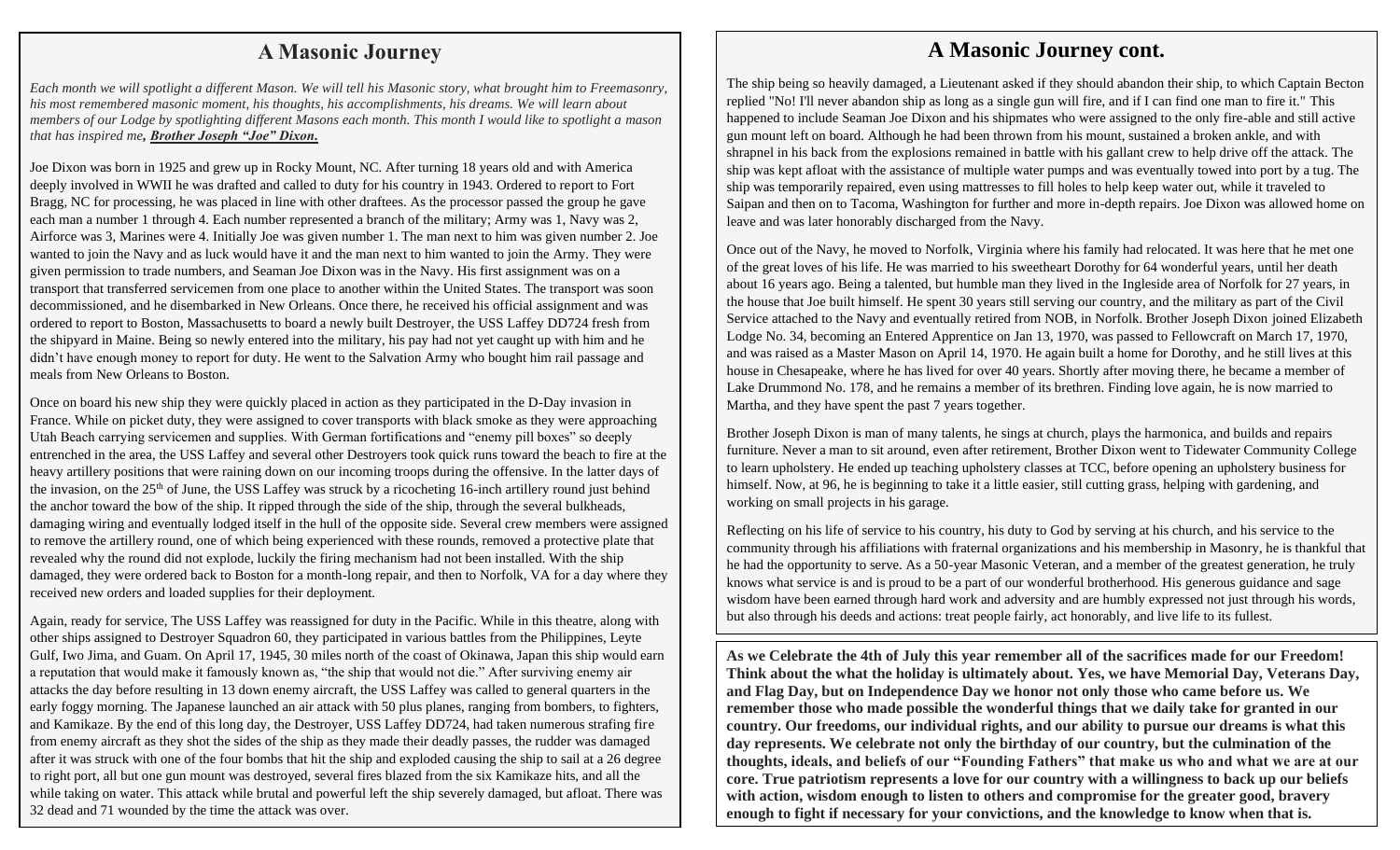## A Masonic Journey

*Each month we will spotlight a different Mason. We will tell his Masonic story, what brought him to Freemasonry, his most remembered masonic moment, his thoughts, his accomplishments, his dreams. We will learn about members of our Lodge by spotlighting different Masons each month. This month I would like to spotlight a mason that has inspired me,* ***Brother Joseph "Joe" Dixon.***

Joe Dixon was born in 1925 and grew up in Rocky Mount, NC. After turning 18 years old and with America deeply involved in WWII he was drafted and called to duty for his country in 1943. Ordered to report to Fort Bragg, NC for processing, he was placed in line with other draftees. As the processor passed the group he gave each man a number 1 through 4. Each number represented a branch of the military; Army was 1, Navy was 2, Airforce was 3, Marines were 4. Initially Joe was given number 1. The man next to him was given number 2. Joe wanted to join the Navy and as luck would have it and the man next to him wanted to join the Army. They were given permission to trade numbers, and Seaman Joe Dixon was in the Navy. His first assignment was on a transport that transferred servicemen from one place to another within the United States. The transport was soon decommissioned, and he disembarked in New Orleans. Once there, he received his official assignment and was ordered to report to Boston, Massachusetts to board a newly built Destroyer, the USS Laffey DD724 fresh from the shipyard in Maine. Being so newly entered into the military, his pay had not yet caught up with him and he didn't have enough money to report for duty. He went to the Salvation Army who bought him rail passage and meals from New Orleans to Boston.

Once on board his new ship they were quickly placed in action as they participated in the D-Day invasion in France. While on picket duty, they were assigned to cover transports with black smoke as they were approaching Utah Beach carrying servicemen and supplies. With German fortifications and "enemy pill boxes" so deeply entrenched in the area, the USS Laffey and several other Destroyers took quick runs toward the beach to fire at the heavy artillery positions that were raining down on our incoming troops during the offensive. In the latter days of the invasion, on the 25th of June, the USS Laffey was struck by a ricocheting 16-inch artillery round just behind the anchor toward the bow of the ship. It ripped through the side of the ship, through the several bulkheads, damaging wiring and eventually lodged itself in the hull of the opposite side. Several crew members were assigned to remove the artillery round, one of which being experienced with these rounds, removed a protective plate that revealed why the round did not explode, luckily the firing mechanism had not been installed. With the ship damaged, they were ordered back to Boston for a month-long repair, and then to Norfolk, VA for a day where they received new orders and loaded supplies for their deployment.

Again, ready for service, The USS Laffey was reassigned for duty in the Pacific. While in this theatre, along with other ships assigned to Destroyer Squadron 60, they participated in various battles from the Philippines, Leyte Gulf, Iwo Jima, and Guam. On April 17, 1945, 30 miles north of the coast of Okinawa, Japan this ship would earn a reputation that would make it famously known as, "the ship that would not die." After surviving enemy air attacks the day before resulting in 13 down enemy aircraft, the USS Laffey was called to general quarters in the early foggy morning. The Japanese launched an air attack with 50 plus planes, ranging from bombers, to fighters, and Kamikaze. By the end of this long day, the Destroyer, USS Laffey DD724, had taken numerous strafing fire from enemy aircraft as they shot the sides of the ship as they made their deadly passes, the rudder was damaged after it was struck with one of the four bombs that hit the ship and exploded causing the ship to sail at a 26 degree to right port, all but one gun mount was destroyed, several fires blazed from the six Kamikaze hits, and all the while taking on water. This attack while brutal and powerful left the ship severely damaged, but afloat. There was 32 dead and 71 wounded by the time the attack was over.

## A Masonic Journey cont.

The ship being so heavily damaged, a Lieutenant asked if they should abandon their ship, to which Captain Becton replied "No! I'll never abandon ship as long as a single gun will fire, and if I can find one man to fire it." This happened to include Seaman Joe Dixon and his shipmates who were assigned to the only fire-able and still active gun mount left on board. Although he had been thrown from his mount, sustained a broken ankle, and with shrapnel in his back from the explosions remained in battle with his gallant crew to help drive off the attack. The ship was kept afloat with the assistance of multiple water pumps and was eventually towed into port by a tug. The ship was temporarily repaired, even using mattresses to fill holes to help keep water out, while it traveled to Saipan and then on to Tacoma, Washington for further and more in-depth repairs. Joe Dixon was allowed home on leave and was later honorably discharged from the Navy.

Once out of the Navy, he moved to Norfolk, Virginia where his family had relocated. It was here that he met one of the great loves of his life. He was married to his sweetheart Dorothy for 64 wonderful years, until her death about 16 years ago. Being a talented, but humble man they lived in the Ingleside area of Norfolk for 27 years, in the house that Joe built himself. He spent 30 years still serving our country, and the military as part of the Civil Service attached to the Navy and eventually retired from NOB, in Norfolk. Brother Joseph Dixon joined Elizabeth Lodge No. 34, becoming an Entered Apprentice on Jan 13, 1970, was passed to Fellowcraft on March 17, 1970, and was raised as a Master Mason on April 14, 1970. He again built a home for Dorothy, and he still lives at this house in Chesapeake, where he has lived for over 40 years. Shortly after moving there, he became a member of Lake Drummond No. 178, and he remains a member of its brethren. Finding love again, he is now married to Martha, and they have spent the past 7 years together.

Brother Joseph Dixon is man of many talents, he sings at church, plays the harmonica, and builds and repairs furniture. Never a man to sit around, even after retirement, Brother Dixon went to Tidewater Community College to learn upholstery. He ended up teaching upholstery classes at TCC, before opening an upholstery business for himself. Now, at 96, he is beginning to take it a little easier, still cutting grass, helping with gardening, and working on small projects in his garage.

Reflecting on his life of service to his country, his duty to God by serving at his church, and his service to the community through his affiliations with fraternal organizations and his membership in Masonry, he is thankful that he had the opportunity to serve. As a 50-year Masonic Veteran, and a member of the greatest generation, he truly knows what service is and is proud to be a part of our wonderful brotherhood. His generous guidance and sage wisdom have been earned through hard work and adversity and are humbly expressed not just through his words, but also through his deeds and actions: treat people fairly, act honorably, and live life to its fullest.

**As we Celebrate the 4th of July this year remember all of the sacrifices made for our Freedom! Think about the what the holiday is ultimately about. Yes, we have Memorial Day, Veterans Day, and Flag Day, but on Independence Day we honor not only those who came before us. We remember those who made possible the wonderful things that we daily take for granted in our country. Our freedoms, our individual rights, and our ability to pursue our dreams is what this day represents. We celebrate not only the birthday of our country, but the culmination of the thoughts, ideals, and beliefs of our "Founding Fathers" that make us who and what we are at our core. True patriotism represents a love for our country with a willingness to back up our beliefs with action, wisdom enough to listen to others and compromise for the greater good, bravery enough to fight if necessary for your convictions, and the knowledge to know when that is.**